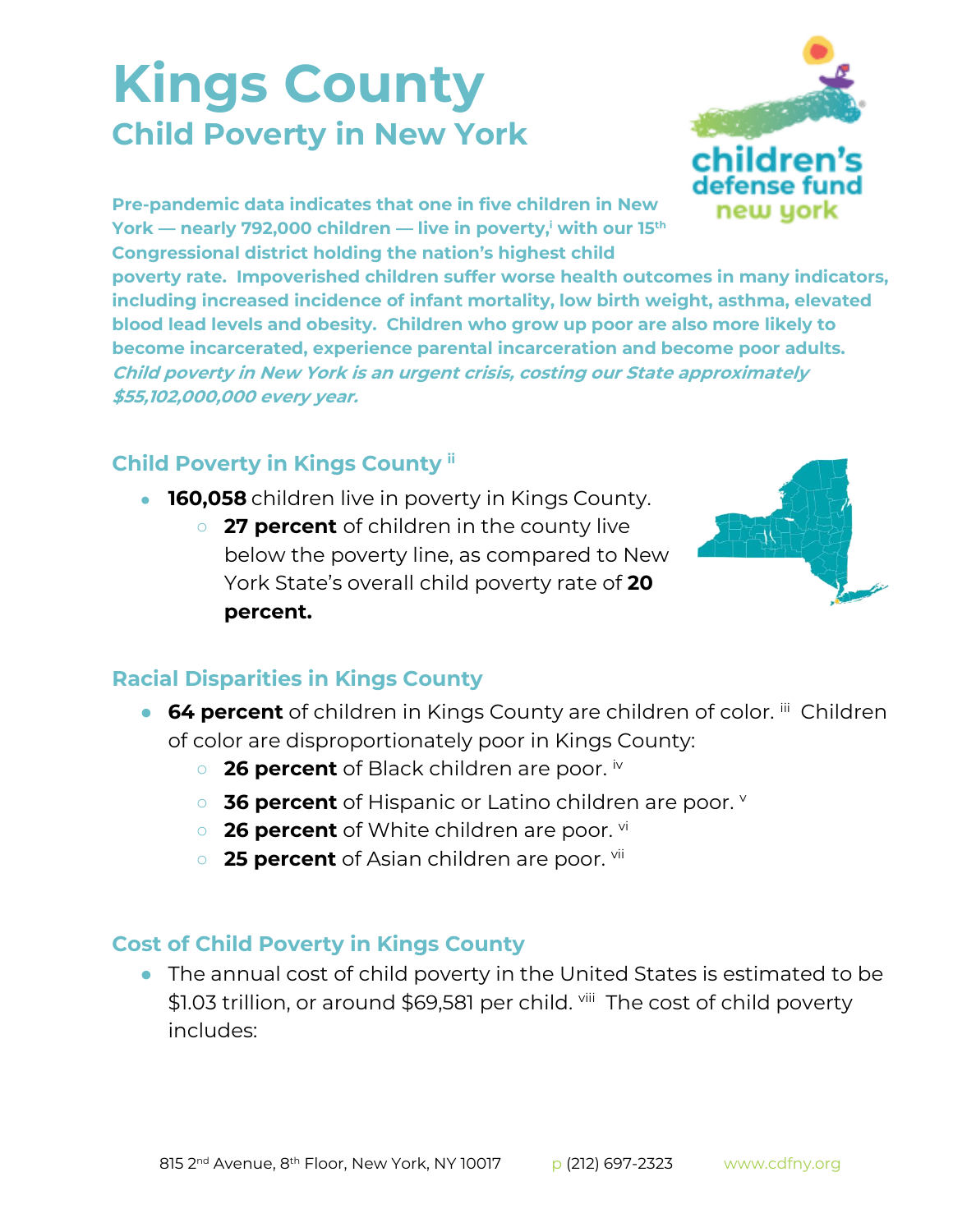# Kings County

## Child Poverty in New York

**Pre-pandemic data indicates that one in five children in New York — nearly 792,000 children — live in poverty,[i] with our 15th Congressional district holding the nation's highest child poverty rate. Impoverished children suffer worse health outcomes in many indicators, including increased incidence of infant mortality, low birth weight, asthma, elevated blood lead levels and obesity. Children who grow up poor are also more likely to become incarcerated, experience parental incarceration and become poor adults. *Child poverty in New York is an urgent crisis, costing our State approximately $55,102,000,000 every year.***

### Child Poverty in Kings County [ii]

- **160,058** children live in poverty in Kings County.
  - **27 percent** of children in the county live below the poverty line, as compared to New York State's overall child poverty rate of **20 percent.**

### Racial Disparities in Kings County

- **64 percent** of children in Kings County are children of color. [iii] Children of color are disproportionately poor in Kings County:
  - **26 percent** of Black children are poor. [iv]
  - **36 percent** of Hispanic or Latino children are poor. [v]
  - **26 percent** of White children are poor. [vi]
  - **25 percent** of Asian children are poor. [vii]

### Cost of Child Poverty in Kings County

- The annual cost of child poverty in the United States is estimated to be $1.03 trillion, or around $69,581 per child. [viii] The cost of child poverty includes: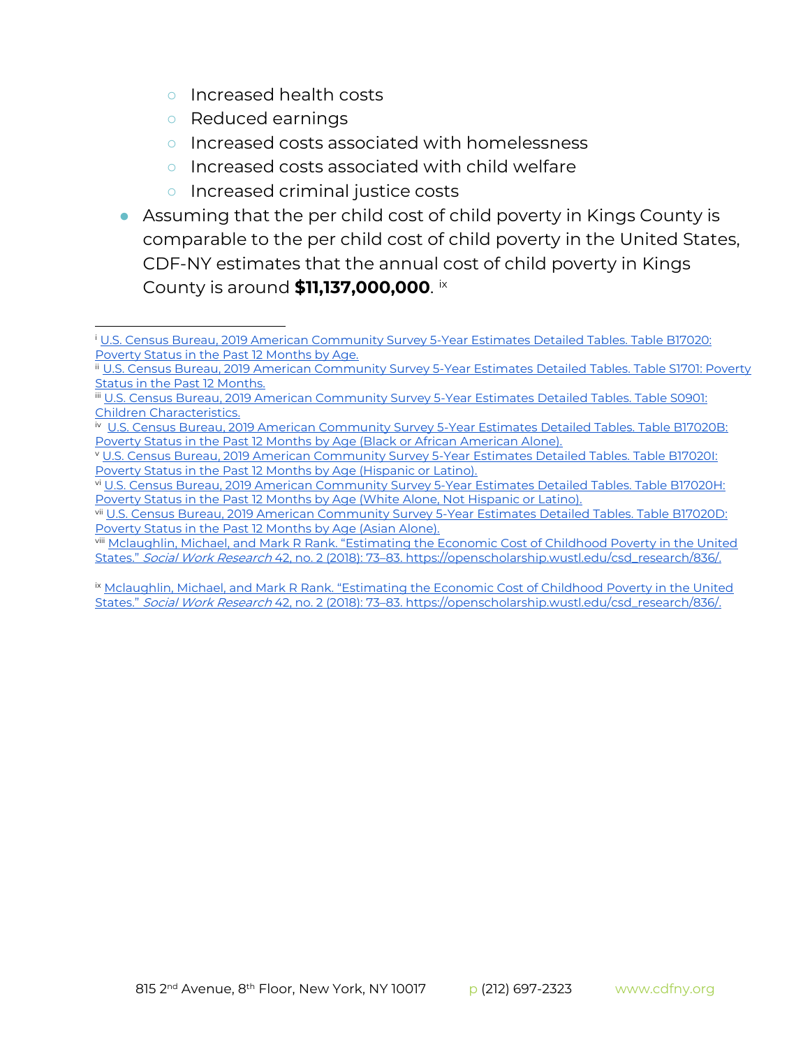- Increased health costs
  - Reduced earnings
  - Increased costs associated with homelessness
  - Increased costs associated with child welfare
  - Increased criminal justice costs
- Assuming that the per child cost of child poverty in Kings County is comparable to the per child cost of child poverty in the United States, CDF-NY estimates that the annual cost of child poverty in Kings County is around **$11,137,000,000**. [ix]

---

[i] U.S. Census Bureau, 2019 American Community Survey 5-Year Estimates Detailed Tables. Table B17020: Poverty Status in the Past 12 Months by Age.

[ii] U.S. Census Bureau, 2019 American Community Survey 5-Year Estimates Detailed Tables. Table S1701: Poverty Status in the Past 12 Months.

[iii] U.S. Census Bureau, 2019 American Community Survey 5-Year Estimates Detailed Tables. Table S0901: Children Characteristics.

[iv] U.S. Census Bureau, 2019 American Community Survey 5-Year Estimates Detailed Tables. Table B17020B: Poverty Status in the Past 12 Months by Age (Black or African American Alone).

[v] U.S. Census Bureau, 2019 American Community Survey 5-Year Estimates Detailed Tables. Table B17020I: Poverty Status in the Past 12 Months by Age (Hispanic or Latino).

[vi] U.S. Census Bureau, 2019 American Community Survey 5-Year Estimates Detailed Tables. Table B17020H: Poverty Status in the Past 12 Months by Age (White Alone, Not Hispanic or Latino).

[vii] U.S. Census Bureau, 2019 American Community Survey 5-Year Estimates Detailed Tables. Table B17020D: Poverty Status in the Past 12 Months by Age (Asian Alone).

[viii] Mclaughlin, Michael, and Mark R Rank. "Estimating the Economic Cost of Childhood Poverty in the United States." *Social Work Research* 42, no. 2 (2018): 73–83. https://openscholarship.wustl.edu/csd_research/836/.

[ix] Mclaughlin, Michael, and Mark R Rank. "Estimating the Economic Cost of Childhood Poverty in the United States." *Social Work Research* 42, no. 2 (2018): 73–83. https://openscholarship.wustl.edu/csd_research/836/.

815 2nd Avenue, 8th Floor, New York, NY 10017 p (212) 697-2323 www.cdfny.org